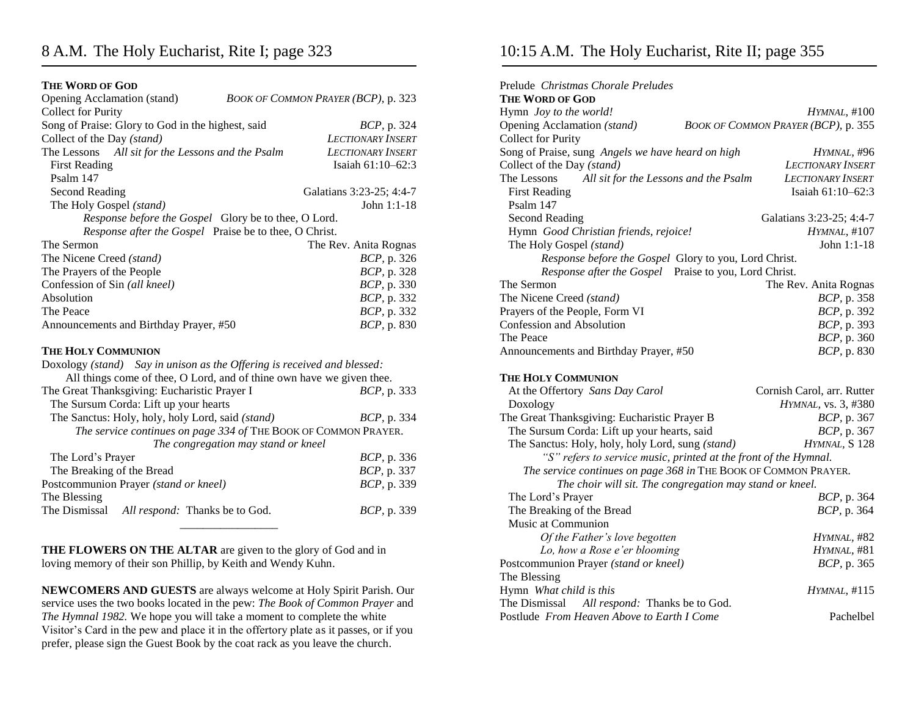## 8 A.M. The Holy Eucharist, Rite I; page 323

**THE WORD OF GOD**

| | |
|---|---|
| Opening Acclamation (stand) | *BOOK OF COMMON PRAYER (BCP)*, p. 323 |
| Collect for Purity | |
| Song of Praise: Glory to God in the highest, said | *BCP*, p. 324 |
| Collect of the Day *(stand)* | *LECTIONARY INSERT* |
| The Lessons *All sit for the Lessons and the Psalm* | *LECTIONARY INSERT* |
| First Reading | Isaiah 61:10–62:3 |
| Psalm 147 | |
| Second Reading | Galatians 3:23-25; 4:4-7 |
| The Holy Gospel *(stand)* | John 1:1-18 |

*Response before the Gospel* Glory be to thee, O Lord.
*Response after the Gospel* Praise be to thee, O Christ.

| | |
|---|---|
| The Sermon | The Rev. Anita Rognas |
| The Nicene Creed *(stand)* | *BCP*, p. 326 |
| The Prayers of the People | *BCP*, p. 328 |
| Confession of Sin *(all kneel)* | *BCP*, p. 330 |
| Absolution | *BCP*, p. 332 |
| The Peace | *BCP*, p. 332 |
| Announcements and Birthday Prayer, #50 | *BCP*, p. 830 |

**THE HOLY COMMUNION**

Doxology *(stand) Say in unison as the Offering is received and blessed:*
All things come of thee, O Lord, and of thine own have we given thee.

| | |
|---|---|
| The Great Thanksgiving: Eucharistic Prayer I | *BCP*, p. 333 |
| The Sursum Corda: Lift up your hearts | |
| The Sanctus: Holy, holy, holy Lord, said *(stand)* | *BCP*, p. 334 |

*The service continues on page 334 of* THE BOOK OF COMMON PRAYER.
*The congregation may stand or kneel*

| | |
|---|---|
| The Lord's Prayer | *BCP*, p. 336 |
| The Breaking of the Bread | *BCP*, p. 337 |
| Postcommunion Prayer *(stand or kneel)* | *BCP*, p. 339 |
| The Blessing | |
| The Dismissal *All respond:* Thanks be to God. | *BCP*, p. 339 |

---

**THE FLOWERS ON THE ALTAR** are given to the glory of God and in loving memory of their son Phillip, by Keith and Wendy Kuhn.

**NEWCOMERS AND GUESTS** are always welcome at Holy Spirit Parish. Our service uses the two books located in the pew: *The Book of Common Prayer* and *The Hymnal 1982.* We hope you will take a moment to complete the white Visitor's Card in the pew and place it in the offertory plate as it passes, or if you prefer, please sign the Guest Book by the coat rack as you leave the church.

## 10:15 A.M. The Holy Eucharist, Rite II; page 355

Prelude *Christmas Chorale Preludes*

**THE WORD OF GOD**

| | |
|---|---|
| Hymn *Joy to the world!* | *HYMNAL*, #100 |
| Opening Acclamation *(stand)* | *BOOK OF COMMON PRAYER (BCP)*, p. 355 |
| Collect for Purity | |
| Song of Praise, sung *Angels we have heard on high* | *HYMNAL*, #96 |
| Collect of the Day *(stand)* | *LECTIONARY INSERT* |
| The Lessons *All sit for the Lessons and the Psalm* | *LECTIONARY INSERT* |
| First Reading | Isaiah 61:10–62:3 |
| Psalm 147 | |
| Second Reading | Galatians 3:23-25; 4:4-7 |
| Hymn *Good Christian friends, rejoice!* | *HYMNAL*, #107 |
| The Holy Gospel *(stand)* | John 1:1-18 |

*Response before the Gospel* Glory to you, Lord Christ.
*Response after the Gospel* Praise to you, Lord Christ.

| | |
|---|---|
| The Sermon | The Rev. Anita Rognas |
| The Nicene Creed *(stand)* | *BCP*, p. 358 |
| Prayers of the People, Form VI | *BCP*, p. 392 |
| Confession and Absolution | *BCP*, p. 393 |
| The Peace | *BCP*, p. 360 |
| Announcements and Birthday Prayer, #50 | *BCP*, p. 830 |

**THE HOLY COMMUNION**

| | |
|---|---|
| At the Offertory *Sans Day Carol* | Cornish Carol, arr. Rutter |
| Doxology | *HYMNAL*, vs. 3, #380 |
| The Great Thanksgiving: Eucharistic Prayer B | *BCP*, p. 367 |
| The Sursum Corda: Lift up your hearts, said | *BCP*, p. 367 |
| The Sanctus: Holy, holy, holy Lord, sung *(stand)* | *HYMNAL*, S 128 |

*"S" refers to service music, printed at the front of the Hymnal.*
*The service continues on page 368 in* THE BOOK OF COMMON PRAYER.
*The choir will sit. The congregation may stand or kneel.*

| | |
|---|---|
| The Lord's Prayer | *BCP*, p. 364 |
| The Breaking of the Bread | *BCP*, p. 364 |
| Music at Communion | |
| *Of the Father's love begotten* | *HYMNAL*, #82 |
| *Lo, how a Rose e'er blooming* | *HYMNAL*, #81 |
| Postcommunion Prayer *(stand or kneel)* | *BCP*, p. 365 |
| The Blessing | |
| Hymn *What child is this* | *HYMNAL*, #115 |
| The Dismissal *All respond:* Thanks be to God. | |
| Postlude *From Heaven Above to Earth I Come* | Pachelbel |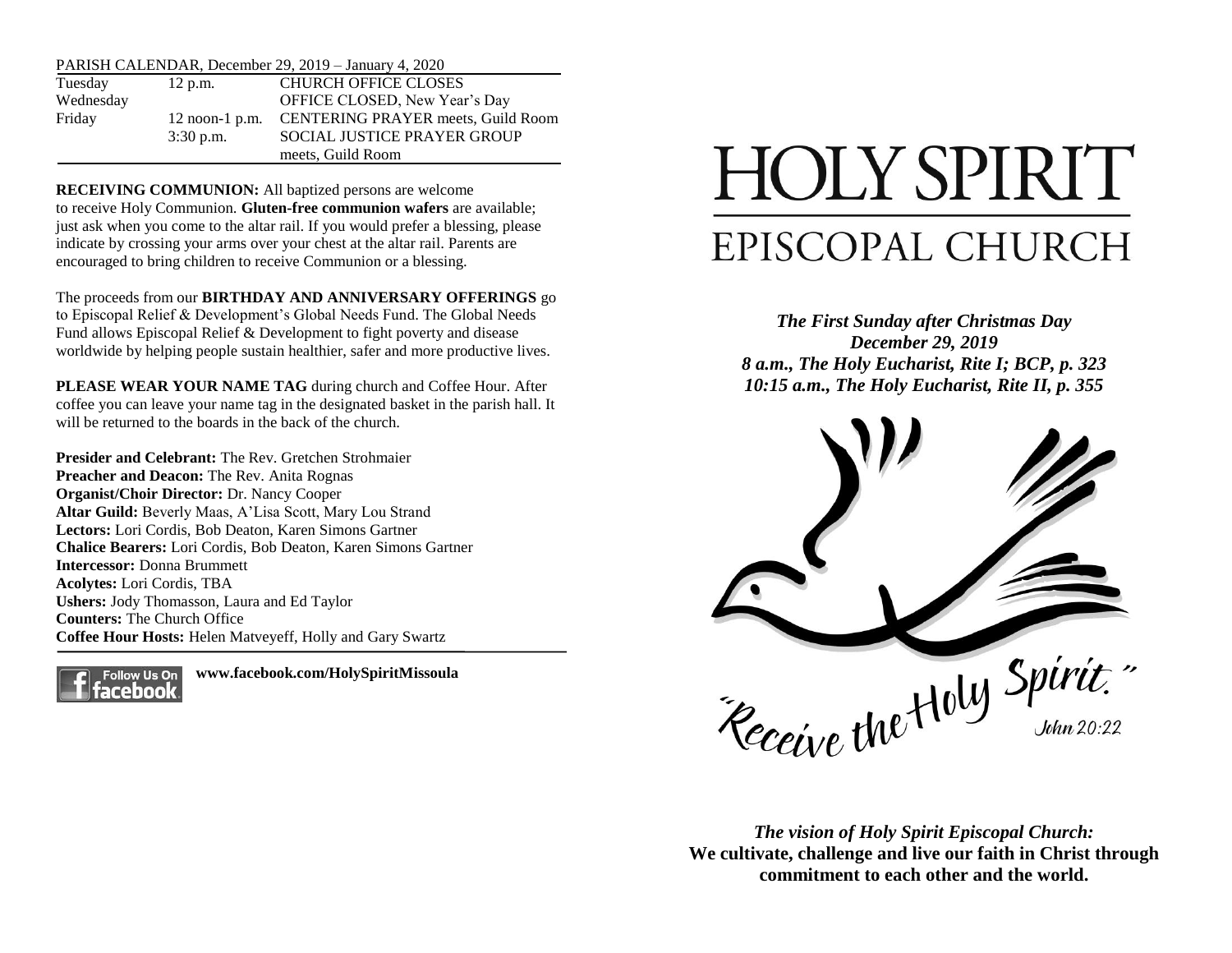PARISH CALENDAR, December 29, 2019 – January 4, 2020

| | | |
|---|---|---|
| Tuesday | 12 p.m. | CHURCH OFFICE CLOSES |
| Wednesday | | OFFICE CLOSED, New Year's Day |
| Friday | 12 noon-1 p.m. | CENTERING PRAYER meets, Guild Room |
| | 3:30 p.m. | SOCIAL JUSTICE PRAYER GROUP meets, Guild Room |

**RECEIVING COMMUNION:** All baptized persons are welcome to receive Holy Communion. **Gluten-free communion wafers** are available; just ask when you come to the altar rail. If you would prefer a blessing, please indicate by crossing your arms over your chest at the altar rail. Parents are encouraged to bring children to receive Communion or a blessing.

The proceeds from our **BIRTHDAY AND ANNIVERSARY OFFERINGS** go to Episcopal Relief & Development's Global Needs Fund. The Global Needs Fund allows Episcopal Relief & Development to fight poverty and disease worldwide by helping people sustain healthier, safer and more productive lives.

**PLEASE WEAR YOUR NAME TAG** during church and Coffee Hour. After coffee you can leave your name tag in the designated basket in the parish hall. It will be returned to the boards in the back of the church.

**Presider and Celebrant:** The Rev. Gretchen Strohmaier
**Preacher and Deacon:** The Rev. Anita Rognas
**Organist/Choir Director:** Dr. Nancy Cooper
**Altar Guild:** Beverly Maas, A'Lisa Scott, Mary Lou Strand
**Lectors:** Lori Cordis, Bob Deaton, Karen Simons Gartner
**Chalice Bearers:** Lori Cordis, Bob Deaton, Karen Simons Gartner
**Intercessor:** Donna Brummett
**Acolytes:** Lori Cordis, TBA
**Ushers:** Jody Thomasson, Laura and Ed Taylor
**Counters:** The Church Office
**Coffee Hour Hosts:** Helen Matveyeff, Holly and Gary Swartz

Follow Us On facebook **www.facebook.com/HolySpiritMissoula**

# HOLY SPIRIT
## EPISCOPAL CHURCH

***The First Sunday after Christmas Day***
***December 29, 2019***
***8 a.m., The Holy Eucharist, Rite I; BCP, p. 323***
***10:15 a.m., The Holy Eucharist, Rite II, p. 355***

"Receive the Holy Spirit." John 20:22

***The vision of Holy Spirit Episcopal Church:***
**We cultivate, challenge and live our faith in Christ through commitment to each other and the world.**